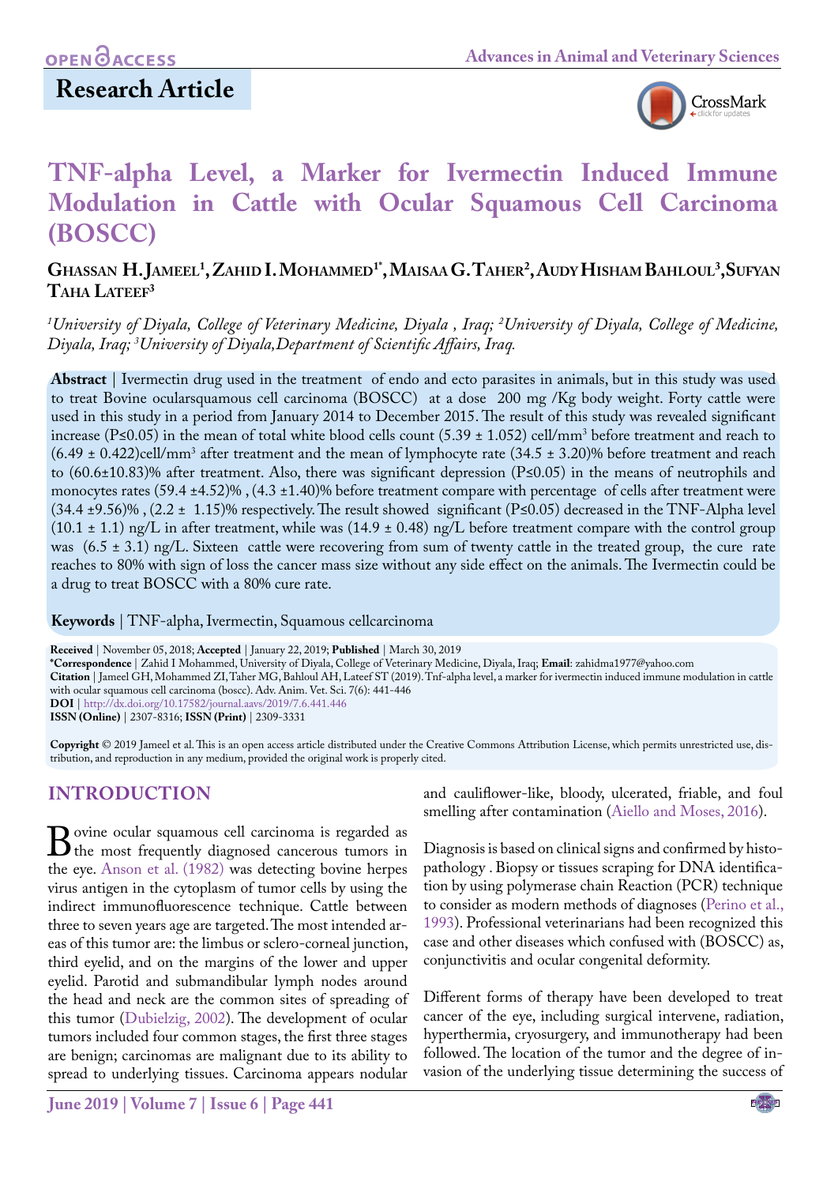OPEN ACCESS

**Research Article**

# TNF-alpha Level, a Marker for Ivermectin Induced Immune Modulation in Cattle with Ocular Squamous Cell Carcinoma (BOSCC)

**Ghassan H. Jameel[1], Zahid I. Mohammed[1*], Maisaa G. Taher[2], Audy Hisham Bahloul[3], Sufyan Taha Lateef[3]**

*[1]University of Diyala, College of Veterinary Medicine, Diyala , Iraq; [2]University of Diyala, College of Medicine, Diyala, Iraq; [3]University of Diyala,Department of Scientific Affairs, Iraq.*

**Abstract** | Ivermectin drug used in the treatment of endo and ecto parasites in animals, but in this study was used to treat Bovine ocularsquamous cell carcinoma (BOSCC) at a dose 200 mg /Kg body weight. Forty cattle were used in this study in a period from January 2014 to December 2015. The result of this study was revealed significant increase ($P \leq 0.05$) in the mean of total white blood cells count (5.39 ± 1.052) cell/mm$^3$ before treatment and reach to (6.49 ± 0.422)cell/mm$^3$ after treatment and the mean of lymphocyte rate (34.5 ± 3.20)% before treatment and reach to (60.6±10.83)% after treatment. Also, there was significant depression ($P \leq 0.05$) in the means of neutrophils and monocytes rates (59.4 ±4.52)% , (4.3 ±1.40)% before treatment compare with percentage of cells after treatment were (34.4 ±9.56)% , (2.2 ± 1.15)% respectively. The result showed significant ($P \leq 0.05$) decreased in the TNF-Alpha level (10.1 ± 1.1) ng/L in after treatment, while was (14.9 ± 0.48) ng/L before treatment compare with the control group was (6.5 ± 3.1) ng/L. Sixteen cattle were recovering from sum of twenty cattle in the treated group, the cure rate reaches to 80% with sign of loss the cancer mass size without any side effect on the animals. The Ivermectin could be a drug to treat BOSCC with a 80% cure rate.

**Keywords** | TNF-alpha, Ivermectin, Squamous cellcarcinoma

**Received** | November 05, 2018; **Accepted** | January 22, 2019; **Published** | March 30, 2019
**\*Correspondence** | Zahid I Mohammed, University of Diyala, College of Veterinary Medicine, Diyala, Iraq; **Email**: zahidma1977@yahoo.com
**Citation** | Jameel GH, Mohammed ZI, Taher MG, Bahloul AH, Lateef ST (2019). Tnf-alpha level, a marker for ivermectin induced immune modulation in cattle with ocular squamous cell carcinoma (boscc). Adv. Anim. Vet. Sci. 7(6): 441-446
**DOI** | http://dx.doi.org/10.17582/journal.aavs/2019/7.6.441.446
**ISSN (Online)** | 2307-8316; **ISSN (Print)** | 2309-3331

**Copyright** © 2019 Jameel et al. This is an open access article distributed under the Creative Commons Attribution License, which permits unrestricted use, distribution, and reproduction in any medium, provided the original work is properly cited.

## INTRODUCTION

Bovine ocular squamous cell carcinoma is regarded as the most frequently diagnosed cancerous tumors in the eye. Anson et al. (1982) was detecting bovine herpes virus antigen in the cytoplasm of tumor cells by using the indirect immunofluorescence technique. Cattle between three to seven years age are targeted. The most intended areas of this tumor are: the limbus or sclero-corneal junction, third eyelid, and on the margins of the lower and upper eyelid. Parotid and submandibular lymph nodes around the head and neck are the common sites of spreading of this tumor (Dubielzig, 2002). The development of ocular tumors included four common stages, the first three stages are benign; carcinomas are malignant due to its ability to spread to underlying tissues. Carcinoma appears nodular and cauliflower-like, bloody, ulcerated, friable, and foul smelling after contamination (Aiello and Moses, 2016).

Diagnosis is based on clinical signs and confirmed by histopathology . Biopsy or tissues scraping for DNA identification by using polymerase chain Reaction (PCR) technique to consider as modern methods of diagnoses (Perino et al., 1993). Professional veterinarians had been recognized this case and other diseases which confused with (BOSCC) as, conjunctivitis and ocular congenital deformity.

Different forms of therapy have been developed to treat cancer of the eye, including surgical intervene, radiation, hyperthermia, cryosurgery, and immunotherapy had been followed. The location of the tumor and the degree of invasion of the underlying tissue determining the success of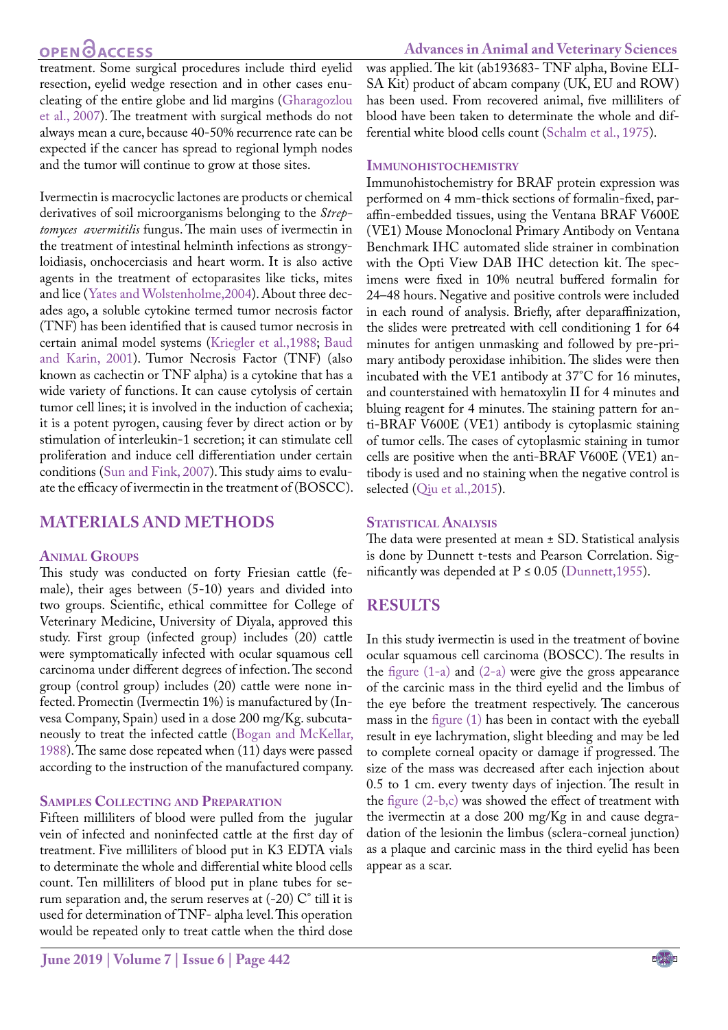treatment. Some surgical procedures include third eyelid resection, eyelid wedge resection and in other cases enucleating of the entire globe and lid margins (Gharagozlou et al., 2007). The treatment with surgical methods do not always mean a cure, because 40-50% recurrence rate can be expected if the cancer has spread to regional lymph nodes and the tumor will continue to grow at those sites.

Ivermectin is macrocyclic lactones are products or chemical derivatives of soil microorganisms belonging to the *Streptomyces avermitilis* fungus. The main uses of ivermectin in the treatment of intestinal helminth infections as strongyloidiasis, onchocerciasis and heart worm. It is also active agents in the treatment of ectoparasites like ticks, mites and lice (Yates and Wolstenholme,2004). About three decades ago, a soluble cytokine termed tumor necrosis factor (TNF) has been identified that is caused tumor necrosis in certain animal model systems (Kriegler et al.,1988; Baud and Karin, 2001). Tumor Necrosis Factor (TNF) (also known as cachectin or TNF alpha) is a cytokine that has a wide variety of functions. It can cause cytolysis of certain tumor cell lines; it is involved in the induction of cachexia; it is a potent pyrogen, causing fever by direct action or by stimulation of interleukin-1 secretion; it can stimulate cell proliferation and induce cell differentiation under certain conditions (Sun and Fink, 2007). This study aims to evaluate the efficacy of ivermectin in the treatment of (BOSCC).

## Materials and Methods

### Animal Groups

This study was conducted on forty Friesian cattle (female), their ages between (5-10) years and divided into two groups. Scientific, ethical committee for College of Veterinary Medicine, University of Diyala, approved this study. First group (infected group) includes (20) cattle were symptomatically infected with ocular squamous cell carcinoma under different degrees of infection. The second group (control group) includes (20) cattle were none infected. Promectin (Ivermectin 1%) is manufactured by (Invesa Company, Spain) used in a dose 200 mg/Kg. subcutaneously to treat the infected cattle (Bogan and McKellar, 1988). The same dose repeated when (11) days were passed according to the instruction of the manufactured company.

### Samples Collecting and Preparation

Fifteen milliliters of blood were pulled from the jugular vein of infected and noninfected cattle at the first day of treatment. Five milliliters of blood put in K3 EDTA vials to determinate the whole and differential white blood cells count. Ten milliliters of blood put in plane tubes for serum separation and, the serum reserves at (-20) C˚ till it is used for determination of TNF- alpha level. This operation would be repeated only to treat cattle when the third dose was applied. The kit (ab193683- TNF alpha, Bovine ELISA Kit) product of abcam company (UK, EU and ROW) has been used. From recovered animal, five milliliters of blood have been taken to determinate the whole and differential white blood cells count (Schalm et al., 1975).

### Immunohistochemistry

Immunohistochemistry for BRAF protein expression was performed on 4 mm-thick sections of formalin-fixed, paraffin-embedded tissues, using the Ventana BRAF V600E (VE1) Mouse Monoclonal Primary Antibody on Ventana Benchmark IHC automated slide strainer in combination with the Opti View DAB IHC detection kit. The specimens were fixed in 10% neutral buffered formalin for 24–48 hours. Negative and positive controls were included in each round of analysis. Briefly, after deparaffinization, the slides were pretreated with cell conditioning 1 for 64 minutes for antigen unmasking and followed by pre-primary antibody peroxidase inhibition. The slides were then incubated with the VE1 antibody at 37˚C for 16 minutes, and counterstained with hematoxylin II for 4 minutes and bluing reagent for 4 minutes. The staining pattern for anti-BRAF V600E (VE1) antibody is cytoplasmic staining of tumor cells. The cases of cytoplasmic staining in tumor cells are positive when the anti-BRAF V600E (VE1) antibody is used and no staining when the negative control is selected (Qiu et al.,2015).

### Statistical Analysis

The data were presented at mean ± SD. Statistical analysis is done by Dunnett t-tests and Pearson Correlation. Significantly was depended at $P \leq 0.05$ (Dunnett,1955).

## Results

In this study ivermectin is used in the treatment of bovine ocular squamous cell carcinoma (BOSCC). The results in the figure (1-a) and (2-a) were give the gross appearance of the carcinic mass in the third eyelid and the limbus of the eye before the treatment respectively. The cancerous mass in the figure (1) has been in contact with the eyeball result in eye lachrymation, slight bleeding and may be led to complete corneal opacity or damage if progressed. The size of the mass was decreased after each injection about 0.5 to 1 cm. every twenty days of injection. The result in the figure (2-b,c) was showed the effect of treatment with the ivermectin at a dose 200 mg/Kg in and cause degradation of the lesionin the limbus (sclera-corneal junction) as a plaque and carcinic mass in the third eyelid has been appear as a scar.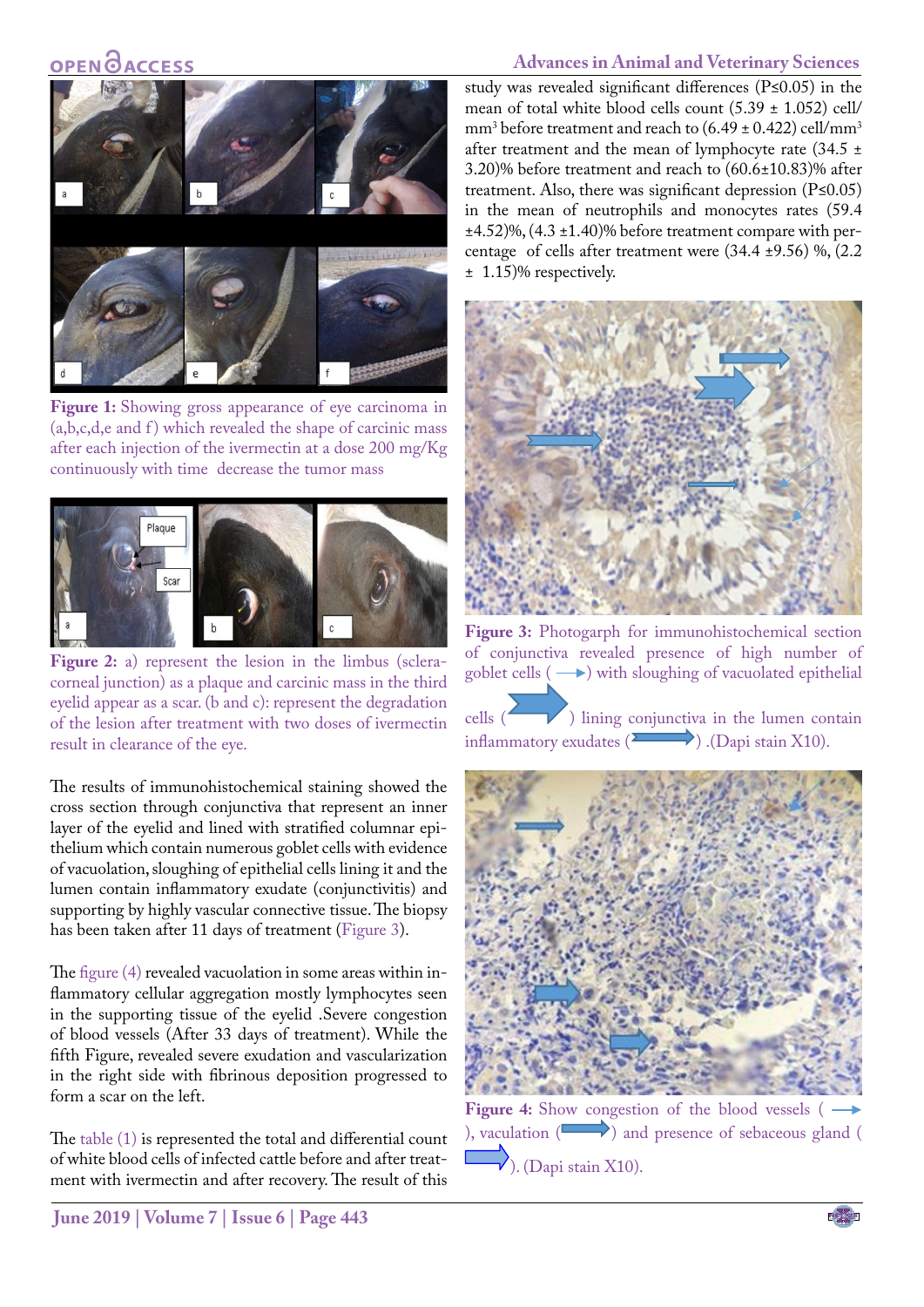Figure 1: Showing gross appearance of eye carcinoma in (a,b,c,d,e and f) which revealed the shape of carcinic mass after each injection of the ivermectin at a dose 200 mg/Kg continuously with time decrease the tumor mass

Figure 2: a) represent the lesion in the limbus (sclera-corneal junction) as a plaque and carcinic mass in the third eyelid appear as a scar. (b and c): represent the degradation of the lesion after treatment with two doses of ivermectin result in clearance of the eye.

The results of immunohistochemical staining showed the cross section through conjunctiva that represent an inner layer of the eyelid and lined with stratified columnar epithelium which contain numerous goblet cells with evidence of vacuolation, sloughing of epithelial cells lining it and the lumen contain inflammatory exudate (conjunctivitis) and supporting by highly vascular connective tissue. The biopsy has been taken after 11 days of treatment (Figure 3).

The figure (4) revealed vacuolation in some areas within inflammatory cellular aggregation mostly lymphocytes seen in the supporting tissue of the eyelid .Severe congestion of blood vessels (After 33 days of treatment). While the fifth Figure, revealed severe exudation and vascularization in the right side with fibrinous deposition progressed to form a scar on the left.

The table (1) is represented the total and differential count of white blood cells of infected cattle before and after treatment with ivermectin and after recovery. The result of this study was revealed significant differences (P≤0.05) in the mean of total white blood cells count (5.39 ± 1.052) cell/mm$^3$ before treatment and reach to (6.49 ± 0.422) cell/mm$^3$ after treatment and the mean of lymphocyte rate (34.5 ± 3.20)% before treatment and reach to (60.6±10.83)% after treatment. Also, there was significant depression (P≤0.05) in the mean of neutrophils and monocytes rates (59.4 ±4.52)%, (4.3 ±1.40)% before treatment compare with percentage of cells after treatment were (34.4 ±9.56) %, (2.2 ± 1.15)% respectively.

Figure 3: Photogarph for immunohistochemical section of conjunctiva revealed presence of high number of goblet cells (→) with sloughing of vacuolated epithelial cells (➡) lining conjunctiva in the lumen contain inflammatory exudates (⇒) .(Dapi stain X10).

Figure 4: Show congestion of the blood vessels (→), vaculation (⇒) and presence of sebaceous gland (➡). (Dapi stain X10).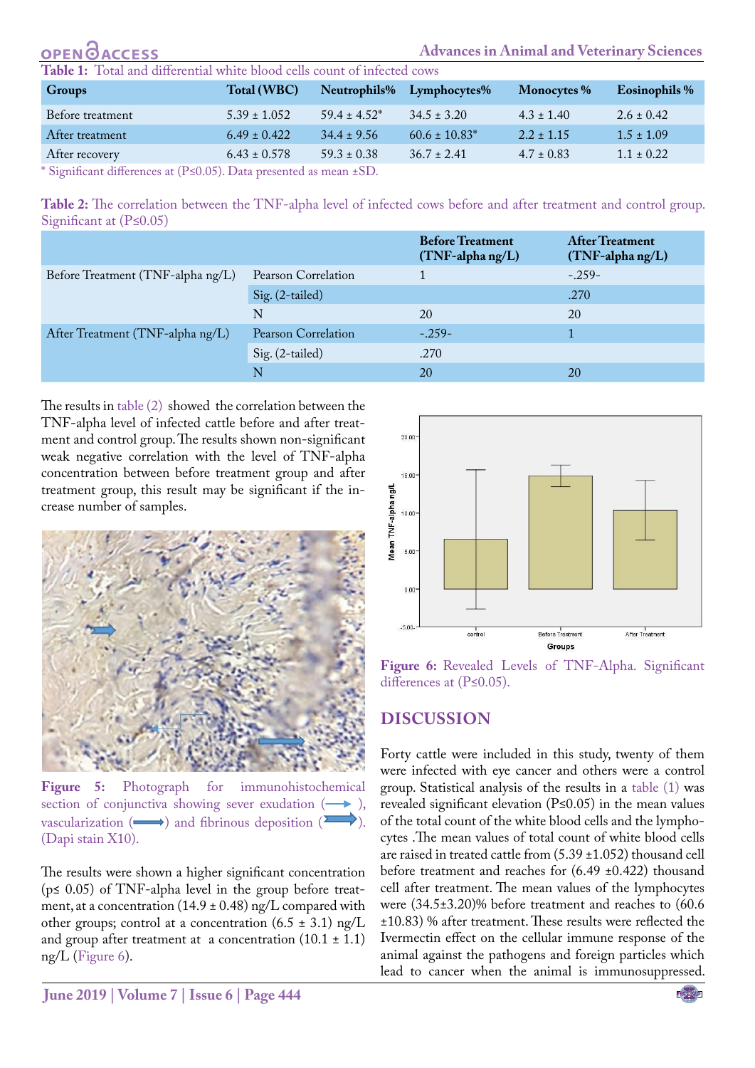**Table 1:** Total and differential white blood cells count of infected cows

| Groups | Total (WBC) | Neutrophils% | Lymphocytes% | Monocytes % | Eosinophils % |
|---|---|---|---|---|---|
| Before treatment | 5.39 ± 1.052 | 59.4 ± 4.52* | 34.5 ± 3.20 | 4.3 ± 1.40 | 2.6 ± 0.42 |
| After treatment | 6.49 ± 0.422 | 34.4 ± 9.56 | 60.6 ± 10.83* | 2.2 ± 1.15 | 1.5 ± 1.09 |
| After recovery | 6.43 ± 0.578 | 59.3 ± 0.38 | 36.7 ± 2.41 | 4.7 ± 0.83 | 1.1 ± 0.22 |

* Significant differences at (P≤0.05). Data presented as mean ±SD.

**Table 2:** The correlation between the TNF-alpha level of infected cows before and after treatment and control group. Significant at (P≤0.05)

| | | Before Treatment (TNF-alpha ng/L) | After Treatment (TNF-alpha ng/L) |
|---|---|---|---|
| Before Treatment (TNF-alpha ng/L) | Pearson Correlation | 1 | -.259- |
| | Sig. (2-tailed) | | .270 |
| | N | 20 | 20 |
| After Treatment (TNF-alpha ng/L) | Pearson Correlation | -.259- | 1 |
| | Sig. (2-tailed) | .270 | |
| | N | 20 | 20 |

The results in table (2) showed the correlation between the TNF-alpha level of infected cattle before and after treatment and control group. The results shown non-significant weak negative correlation with the level of TNF-alpha concentration between before treatment group and after treatment group, this result may be significant if the increase number of samples.

Figure 5: Photograph for immunohistochemical section of conjunctiva showing sever exudation (⟶), vascularization (⟹) and fibrinous deposition (⟹). (Dapi stain X10).

The results were shown a higher significant concentration ($p \leq 0.05$) of TNF-alpha level in the group before treatment, at a concentration (14.9 ± 0.48) ng/L compared with other groups; control at a concentration (6.5 ± 3.1) ng/L and group after treatment at a concentration (10.1 ± 1.1) ng/L (Figure 6).

Figure 6: Revealed Levels of TNF-Alpha. Significant differences at (P≤0.05).

## DISCUSSION

Forty cattle were included in this study, twenty of them were infected with eye cancer and others were a control group. Statistical analysis of the results in a table (1) was revealed significant elevation (P≤0.05) in the mean values of the total count of the white blood cells and the lymphocytes .The mean values of total count of white blood cells are raised in treated cattle from (5.39 ±1.052) thousand cell before treatment and reaches for (6.49 ±0.422) thousand cell after treatment. The mean values of the lymphocytes were (34.5±3.20)% before treatment and reaches to (60.6 ±10.83) % after treatment. These results were reflected the Ivermectin effect on the cellular immune response of the animal against the pathogens and foreign particles which lead to cancer when the animal is immunosuppressed.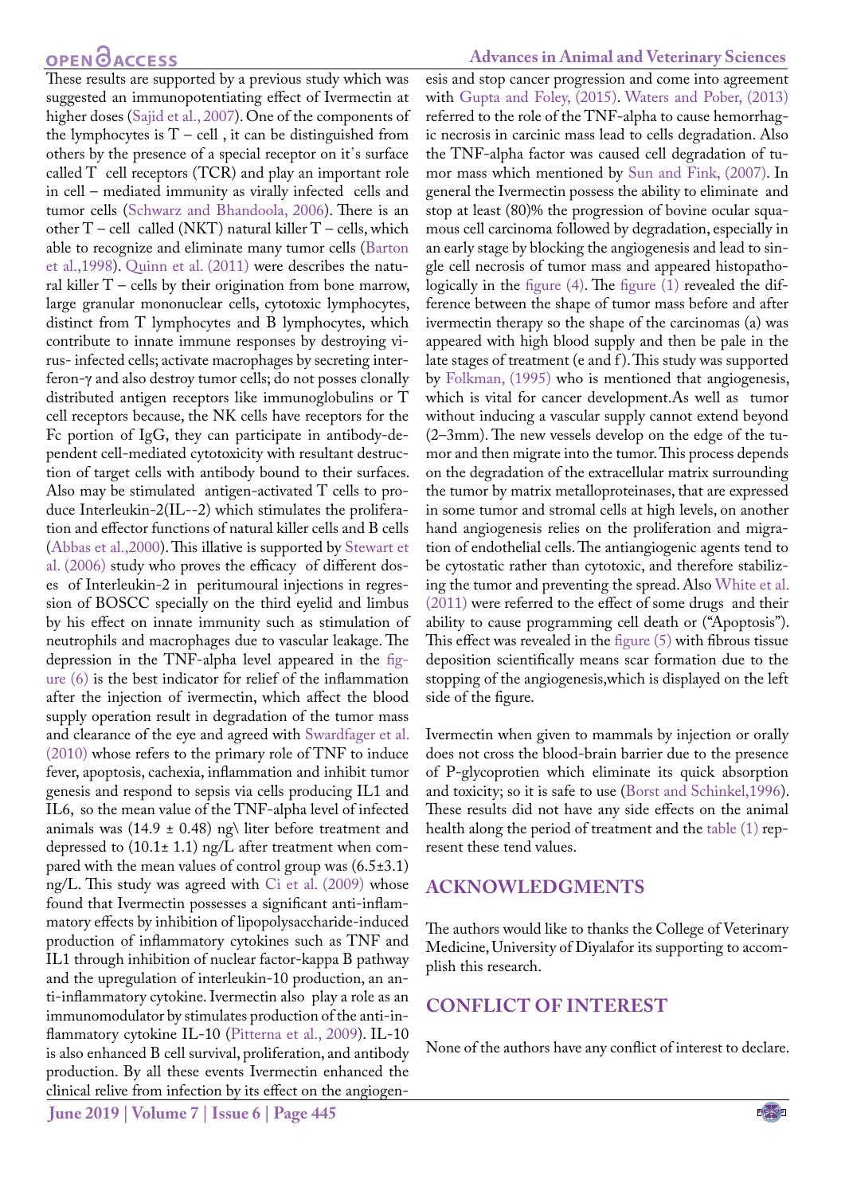These results are supported by a previous study which was suggested an immunopotentiating effect of Ivermectin at higher doses (Sajid et al., 2007). One of the components of the lymphocytes is T – cell , it can be distinguished from others by the presence of a special receptor on it's surface called T cell receptors (TCR) and play an important role in cell – mediated immunity as virally infected cells and tumor cells (Schwarz and Bhandoola, 2006). There is an other T – cell called (NKT) natural killer T – cells, which able to recognize and eliminate many tumor cells (Barton et al.,1998). Quinn et al. (2011) were describes the natural killer T – cells by their origination from bone marrow, large granular mononuclear cells, cytotoxic lymphocytes, distinct from T lymphocytes and B lymphocytes, which contribute to innate immune responses by destroying virus- infected cells; activate macrophages by secreting interferon-γ and also destroy tumor cells; do not posses clonally distributed antigen receptors like immunoglobulins or T cell receptors because, the NK cells have receptors for the Fc portion of IgG, they can participate in antibody-dependent cell-mediated cytotoxicity with resultant destruction of target cells with antibody bound to their surfaces. Also may be stimulated antigen-activated T cells to produce Interleukin-2(IL--2) which stimulates the proliferation and effector functions of natural killer cells and B cells (Abbas et al.,2000). This illative is supported by Stewart et al. (2006) study who proves the efficacy of different doses of Interleukin-2 in peritumoural injections in regression of BOSCC specially on the third eyelid and limbus by his effect on innate immunity such as stimulation of neutrophils and macrophages due to vascular leakage. The depression in the TNF-alpha level appeared in the figure (6) is the best indicator for relief of the inflammation after the injection of ivermectin, which affect the blood supply operation result in degradation of the tumor mass and clearance of the eye and agreed with Swardfager et al. (2010) whose refers to the primary role of TNF to induce fever, apoptosis, cachexia, inflammation and inhibit tumor genesis and respond to sepsis via cells producing IL1 and IL6, so the mean value of the TNF-alpha level of infected animals was (14.9 ± 0.48) ng\ liter before treatment and depressed to (10.1± 1.1) ng/L after treatment when compared with the mean values of control group was (6.5±3.1) ng/L. This study was agreed with Ci et al. (2009) whose found that Ivermectin possesses a significant anti-inflammatory effects by inhibition of lipopolysaccharide-induced production of inflammatory cytokines such as TNF and IL1 through inhibition of nuclear factor-kappa B pathway and the upregulation of interleukin-10 production, an anti-inflammatory cytokine. Ivermectin also play a role as an immunomodulator by stimulates production of the anti-inflammatory cytokine IL-10 (Pitterna et al., 2009). IL-10 is also enhanced B cell survival, proliferation, and antibody production. By all these events Ivermectin enhanced the clinical relive from infection by its effect on the angiogenesis and stop cancer progression and come into agreement with Gupta and Foley, (2015). Waters and Pober, (2013) referred to the role of the TNF-alpha to cause hemorrhagic necrosis in carcinic mass lead to cells degradation. Also the TNF-alpha factor was caused cell degradation of tumor mass which mentioned by Sun and Fink, (2007). In general the Ivermectin possess the ability to eliminate and stop at least (80)% the progression of bovine ocular squamous cell carcinoma followed by degradation, especially in an early stage by blocking the angiogenesis and lead to single cell necrosis of tumor mass and appeared histopathologically in the figure (4). The figure (1) revealed the difference between the shape of tumor mass before and after ivermectin therapy so the shape of the carcinomas (a) was appeared with high blood supply and then be pale in the late stages of treatment (e and f). This study was supported by Folkman, (1995) who is mentioned that angiogenesis, which is vital for cancer development.As well as tumor without inducing a vascular supply cannot extend beyond (2–3mm). The new vessels develop on the edge of the tumor and then migrate into the tumor. This process depends on the degradation of the extracellular matrix surrounding the tumor by matrix metalloproteinases, that are expressed in some tumor and stromal cells at high levels, on another hand angiogenesis relies on the proliferation and migration of endothelial cells. The antiangiogenic agents tend to be cytostatic rather than cytotoxic, and therefore stabilizing the tumor and preventing the spread. Also White et al. (2011) were referred to the effect of some drugs and their ability to cause programming cell death or ("Apoptosis"). This effect was revealed in the figure (5) with fibrous tissue deposition scientifically means scar formation due to the stopping of the angiogenesis,which is displayed on the left side of the figure.

Ivermectin when given to mammals by injection or orally does not cross the blood-brain barrier due to the presence of P-glycoprotien which eliminate its quick absorption and toxicity; so it is safe to use (Borst and Schinkel,1996). These results did not have any side effects on the animal health along the period of treatment and the table (1) represent these tend values.

## ACKNOWLEDGMENTS

The authors would like to thanks the College of Veterinary Medicine, University of Diyalafor its supporting to accomplish this research.

## CONFLICT OF INTEREST

None of the authors have any conflict of interest to declare.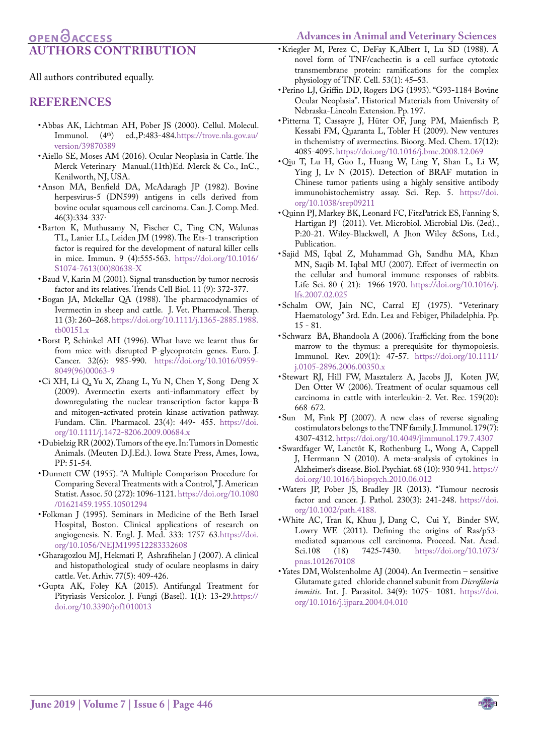## AUTHORS CONTRIBUTION

All authors contributed equally.

## REFERENCES

- Abbas AK, Lichtman AH, Pober JS (2000). Cellul. Molecul. Immunol. (4th) ed.,P:483-484.https://trove.nla.gov.au/version/39870389
- Aiello SE, Moses AM (2016). Ocular Neoplasia in Cattle. The Merck Veterinary Manual.(11th)Ed. Merck & Co., InC., Kenilworth, NJ, USA.
- Anson MA, Benfield DA, McAdaragh JP (1982). Bovine herpesvirus-5 (DN599) antigens in cells derived from bovine ocular squamous cell carcinoma. Can. J. Comp. Med. 46(3):334-337·
- Barton K, Muthusamy N, Fischer C, Ting CN, Walunas TL, Lanier LL, Leiden JM (1998). The Ets-1 transcription factor is required for the development of natural killer cells in mice. Immun. 9 (4):555-563. https://doi.org/10.1016/S1074-7613(00)80638-X
- Baud V, Karin M (2001). Signal transduction by tumor necrosis factor and its relatives. Trends Cell Biol. 11 (9): 372-377.
- Bogan JA, Mckellar QA (1988). The pharmacodynamics of Ivermectin in sheep and cattle. J. Vet. Pharmacol. Therap. 11 (3): 260–268. https://doi.org/10.1111/j.1365-2885.1988.tb00151.x
- Borst P, Schinkel AH (1996). What have we learnt thus far from mice with disrupted P-glycoprotein genes. Euro. J. Cancer. 32(6): 985-990. https://doi.org/10.1016/0959-8049(96)00063-9
- Ci XH, Li Q, Yu X, Zhang L, Yu N, Chen Y, Song Deng X (2009). Avermectin exerts anti-inflammatory effect by downregulating the nuclear transcription factor kappa-B and mitogen-activated protein kinase activation pathway. Fundam. Clin. Pharmacol. 23(4): 449- 455. https://doi.org/10.1111/j.1472-8206.2009.00684.x
- Dubielzig RR (2002). Tumors of the eye. In: Tumors in Domestic Animals. (Meuten D.J.Ed.). Iowa State Press, Ames, Iowa, PP: 51-54.
- Dunnett CW (1955). "A Multiple Comparison Procedure for Comparing Several Treatments with a Control," J. American Statist. Assoc. 50 (272): 1096-1121. https://doi.org/10.1080/01621459.1955.10501294
- Folkman J (1995). Seminars in Medicine of the Beth Israel Hospital, Boston. Clinical applications of research on angiogenesis. N. Engl. J. Med. 333: 1757–63.https://doi.org/10.1056/NEJM199512283332608
- Gharagozlou MJ, Hekmati P, Ashrafihelan J (2007). A clinical and histopathological study of oculare neoplasms in dairy cattle. Vet. Arhiv. 77(5): 409-426.
- Gupta AK, Foley KA (2015). Antifungal Treatment for Pityriasis Versicolor. J. Fungi (Basel). 1(1): 13-29.https://doi.org/10.3390/jof1010013
- Kriegler M, Perez C, DeFay K,Albert I, Lu SD (1988). A novel form of TNF/cachectin is a cell surface cytotoxic transmembrane protein: ramifications for the complex physiology of TNF. Cell. 53(1): 45–53.
- Perino LJ, Griffin DD, Rogers DG (1993). "G93-1184 Bovine Ocular Neoplasia". Historical Materials from University of Nebraska-Lincoln Extension. Pp. 197.
- Pitterna T, Cassayre J, Hüter OF, Jung PM, Maienfisch P, Kessabi FM, Quaranta L, Tobler H (2009). New ventures in thchemistry of avermectins. Bioorg. Med. Chem. 17(12): 4085-4095. https://doi.org/10.1016/j.bmc.2008.12.069
- Qiu T, Lu H, Guo L, Huang W, Ling Y, Shan L, Li W, Ying J, Lv N (2015). Detection of BRAF mutation in Chinese tumor patients using a highly sensitive antibody immunohistochemistry assay. Sci. Rep. 5. https://doi.org/10.1038/srep09211
- Quinn PJ, Markey BK, Leonard FC, FitzPatrick ES, Fanning S, Hartigan PJ (2011). Vet. Microbiol. Microbial Dis. (2ed)., P:20-21. Wiley-Blackwell, A Jhon Wiley &Sons, Ltd., Publication.
- Sajid MS, Iqbal Z, Muhammad Gh, Sandhu MA, Khan MN, Saqib M. Iqbal MU (2007). Effect of ivermectin on the cellular and humoral immune responses of rabbits. Life Sci. 80 ( 21): 1966-1970. https://doi.org/10.1016/j.lfs.2007.02.025
- Schalm OW, Jain NC, Carral EJ (1975). "Veterinary Haematology" 3rd. Edn. Lea and Febiger, Philadelphia. Pp. 15 - 81.
- Schwarz BA, Bhandoola A (2006). Trafficking from the bone marrow to the thymus: a prerequisite for thymopoiesis. Immunol. Rev. 209(1): 47-57. https://doi.org/10.1111/j.0105-2896.2006.00350.x
- Stewart RJ, Hill FW, Masztalerz A, Jacobs JJ, Koten JW, Den Otter W (2006). Treatment of ocular squamous cell carcinoma in cattle with interleukin-2. Vet. Rec. 159(20): 668-672.
- Sun M, Fink PJ (2007). A new class of reverse signaling costimulators belongs to the TNF family. J. Immunol. 179(7): 4307-4312. https://doi.org/10.4049/jimmunol.179.7.4307
- Swardfager W, Lanctôt K, Rothenburg L, Wong A, Cappell J, Herrmann N (2010). A meta-analysis of cytokines in Alzheimer's disease. Biol. Psychiat. 68 (10): 930 941. https://doi.org/10.1016/j.biopsych.2010.06.012
- Waters JP, Pober JS, Bradley JR (2013). "Tumour necrosis factor and cancer. J. Pathol. 230(3): 241-248. https://doi.org/10.1002/path.4188.
- White AC, Tran K, Khuu J, Dang C, Cui Y, Binder SW, Lowry WE (2011). Defining the origins of Ras/p53-mediated squamous cell carcinoma. Proceed. Nat. Acad. Sci.108 (18) 7425-7430. https://doi.org/10.1073/pnas.1012670108
- Yates DM, Wolstenholme AJ (2004). An Ivermectin – sensitive Glutamate gated chloride channel subunit from *Dicrofilaria immitis*. Int. J. Parasitol. 34(9): 1075- 1081. https://doi.org/10.1016/j.ijpara.2004.04.010